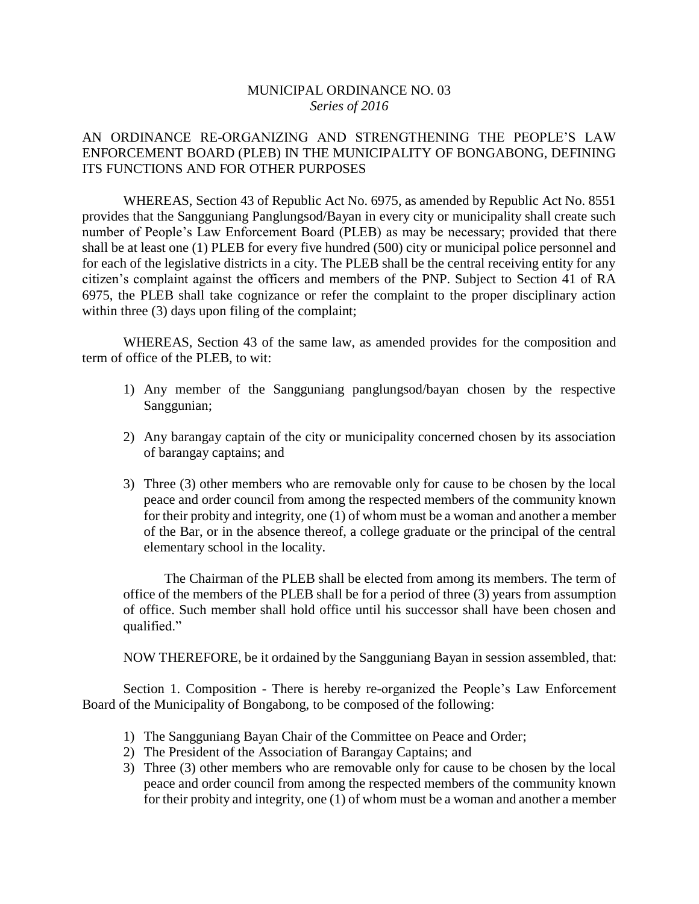MUNICIPAL ORDINANCE NO. 03
*Series of 2016*

AN ORDINANCE RE-ORGANIZING AND STRENGTHENING THE PEOPLE'S LAW ENFORCEMENT BOARD (PLEB) IN THE MUNICIPALITY OF BONGABONG, DEFINING ITS FUNCTIONS AND FOR OTHER PURPOSES

WHEREAS, Section 43 of Republic Act No. 6975, as amended by Republic Act No. 8551 provides that the Sangguniang Panglungsod/Bayan in every city or municipality shall create such number of People's Law Enforcement Board (PLEB) as may be necessary; provided that there shall be at least one (1) PLEB for every five hundred (500) city or municipal police personnel and for each of the legislative districts in a city. The PLEB shall be the central receiving entity for any citizen's complaint against the officers and members of the PNP. Subject to Section 41 of RA 6975, the PLEB shall take cognizance or refer the complaint to the proper disciplinary action within three (3) days upon filing of the complaint;

WHEREAS, Section 43 of the same law, as amended provides for the composition and term of office of the PLEB, to wit:

1) Any member of the Sangguniang panglungsod/bayan chosen by the respective Sanggunian;

2) Any barangay captain of the city or municipality concerned chosen by its association of barangay captains; and

3) Three (3) other members who are removable only for cause to be chosen by the local peace and order council from among the respected members of the community known for their probity and integrity, one (1) of whom must be a woman and another a member of the Bar, or in the absence thereof, a college graduate or the principal of the central elementary school in the locality.

The Chairman of the PLEB shall be elected from among its members. The term of office of the members of the PLEB shall be for a period of three (3) years from assumption of office. Such member shall hold office until his successor shall have been chosen and qualified."

NOW THEREFORE, be it ordained by the Sangguniang Bayan in session assembled, that:

Section 1. Composition - There is hereby re-organized the People's Law Enforcement Board of the Municipality of Bongabong, to be composed of the following:

1) The Sangguniang Bayan Chair of the Committee on Peace and Order;
2) The President of the Association of Barangay Captains; and
3) Three (3) other members who are removable only for cause to be chosen by the local peace and order council from among the respected members of the community known for their probity and integrity, one (1) of whom must be a woman and another a member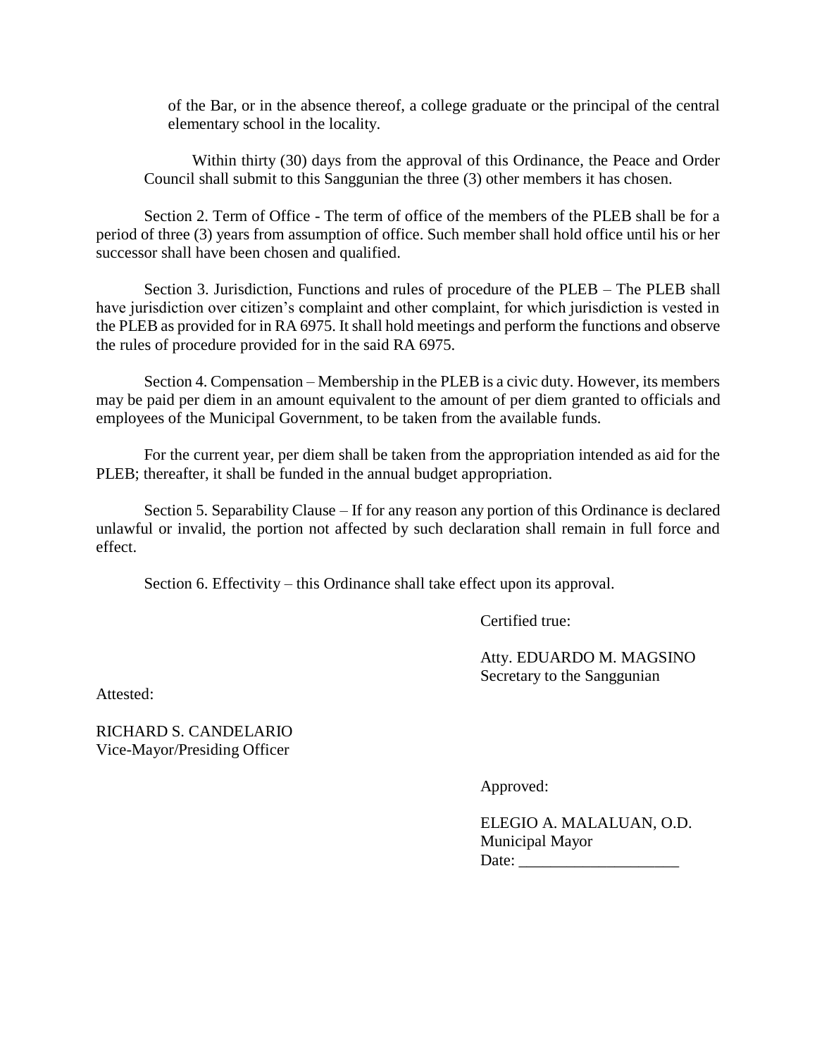of the Bar, or in the absence thereof, a college graduate or the principal of the central elementary school in the locality.

Within thirty (30) days from the approval of this Ordinance, the Peace and Order Council shall submit to this Sanggunian the three (3) other members it has chosen.

Section 2. Term of Office - The term of office of the members of the PLEB shall be for a period of three (3) years from assumption of office. Such member shall hold office until his or her successor shall have been chosen and qualified.

Section 3. Jurisdiction, Functions and rules of procedure of the PLEB – The PLEB shall have jurisdiction over citizen's complaint and other complaint, for which jurisdiction is vested in the PLEB as provided for in RA 6975. It shall hold meetings and perform the functions and observe the rules of procedure provided for in the said RA 6975.

Section 4. Compensation – Membership in the PLEB is a civic duty. However, its members may be paid per diem in an amount equivalent to the amount of per diem granted to officials and employees of the Municipal Government, to be taken from the available funds.

For the current year, per diem shall be taken from the appropriation intended as aid for the PLEB; thereafter, it shall be funded in the annual budget appropriation.

Section 5. Separability Clause – If for any reason any portion of this Ordinance is declared unlawful or invalid, the portion not affected by such declaration shall remain in full force and effect.

Section 6. Effectivity – this Ordinance shall take effect upon its approval.

Certified true:

Atty. EDUARDO M. MAGSINO
Secretary to the Sanggunian

Attested:

RICHARD S. CANDELARIO
Vice-Mayor/Presiding Officer

Approved:

ELEGIO A. MALALUAN, O.D.
Municipal Mayor
Date: ____________________